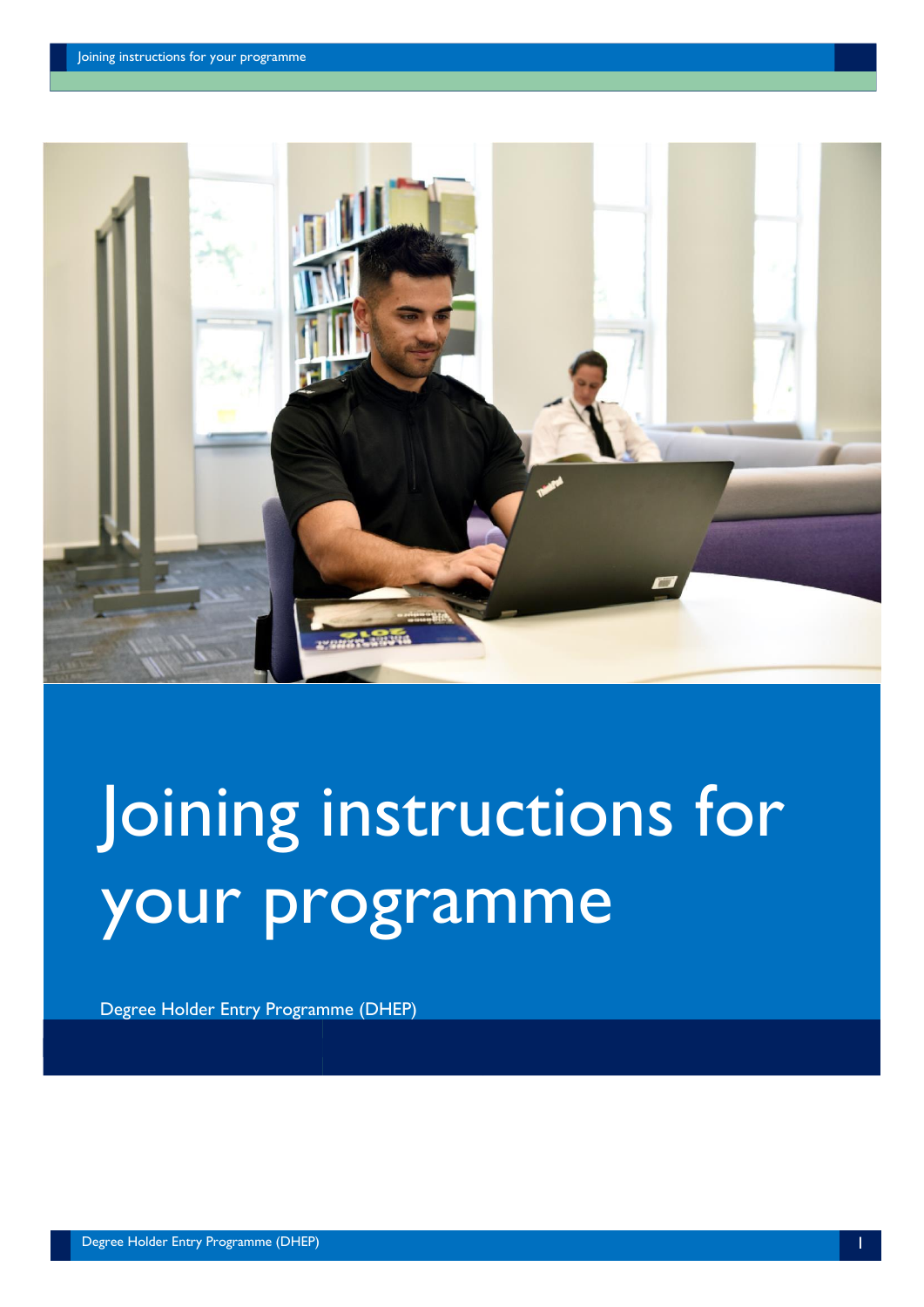# Joining instructions for your programme

Degree Holder Entry Programme (DHEP)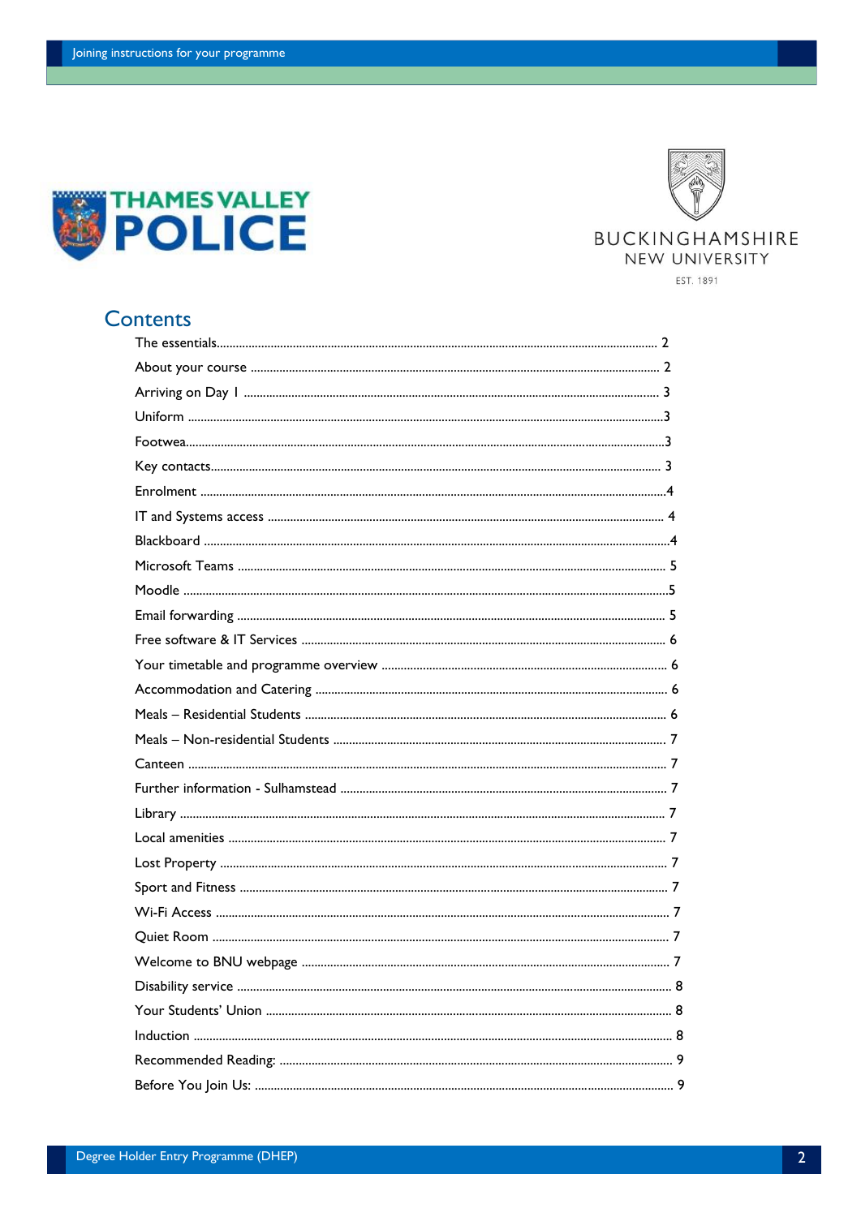# Contents

| | |
|---|---|
| The essentials | 2 |
| About your course | 2 |
| Arriving on Day 1 | 3 |
| Uniform | 3 |
| Footwea | 3 |
| Key contacts | 3 |
| Enrolment | 4 |
| IT and Systems access | 4 |
| Blackboard | 4 |
| Microsoft Teams | 5 |
| Moodle | 5 |
| Email forwarding | 5 |
| Free software & IT Services | 6 |
| Your timetable and programme overview | 6 |
| Accommodation and Catering | 6 |
| Meals – Residential Students | 6 |
| Meals – Non-residential Students | 7 |
| Canteen | 7 |
| Further information - Sulhamstead | 7 |
| Library | 7 |
| Local amenities | 7 |
| Lost Property | 7 |
| Sport and Fitness | 7 |
| Wi-Fi Access | 7 |
| Quiet Room | 7 |
| Welcome to BNU webpage | 7 |
| Disability service | 8 |
| Your Students' Union | 8 |
| Induction | 8 |
| Recommended Reading: | 9 |
| Before You Join Us: | 9 |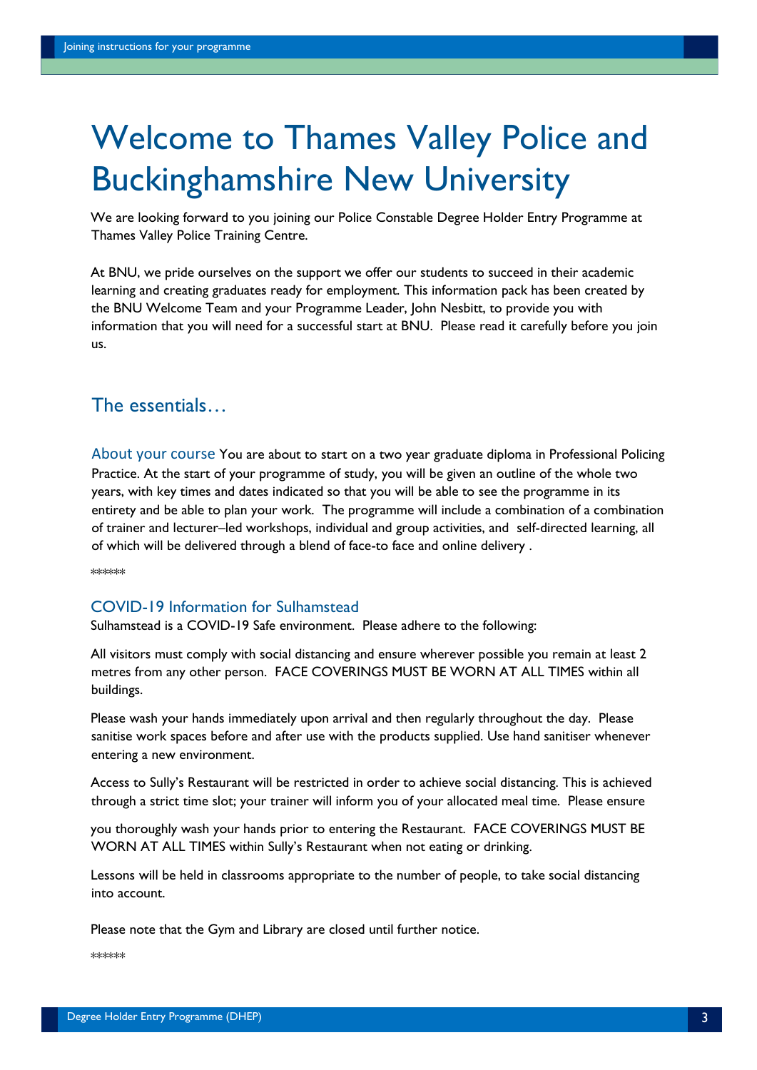# Welcome to Thames Valley Police and Buckinghamshire New University

We are looking forward to you joining our Police Constable Degree Holder Entry Programme at Thames Valley Police Training Centre.

At BNU, we pride ourselves on the support we offer our students to succeed in their academic learning and creating graduates ready for employment. This information pack has been created by the BNU Welcome Team and your Programme Leader, John Nesbitt, to provide you with information that you will need for a successful start at BNU. Please read it carefully before you join us.

## The essentials…

### About your course

You are about to start on a two year graduate diploma in Professional Policing Practice. At the start of your programme of study, you will be given an outline of the whole two years, with key times and dates indicated so that you will be able to see the programme in its entirety and be able to plan your work. The programme will include a combination of a combination of trainer and lecturer–led workshops, individual and group activities, and self-directed learning, all of which will be delivered through a blend of face-to face and online delivery .

******

### COVID-19 Information for Sulhamstead

Sulhamstead is a COVID-19 Safe environment. Please adhere to the following:

All visitors must comply with social distancing and ensure wherever possible you remain at least 2 metres from any other person. FACE COVERINGS MUST BE WORN AT ALL TIMES within all buildings.

Please wash your hands immediately upon arrival and then regularly throughout the day. Please sanitise work spaces before and after use with the products supplied. Use hand sanitiser whenever entering a new environment.

Access to Sully's Restaurant will be restricted in order to achieve social distancing. This is achieved through a strict time slot; your trainer will inform you of your allocated meal time. Please ensure you thoroughly wash your hands prior to entering the Restaurant. FACE COVERINGS MUST BE WORN AT ALL TIMES within Sully's Restaurant when not eating or drinking.

Lessons will be held in classrooms appropriate to the number of people, to take social distancing into account.

Please note that the Gym and Library are closed until further notice.

******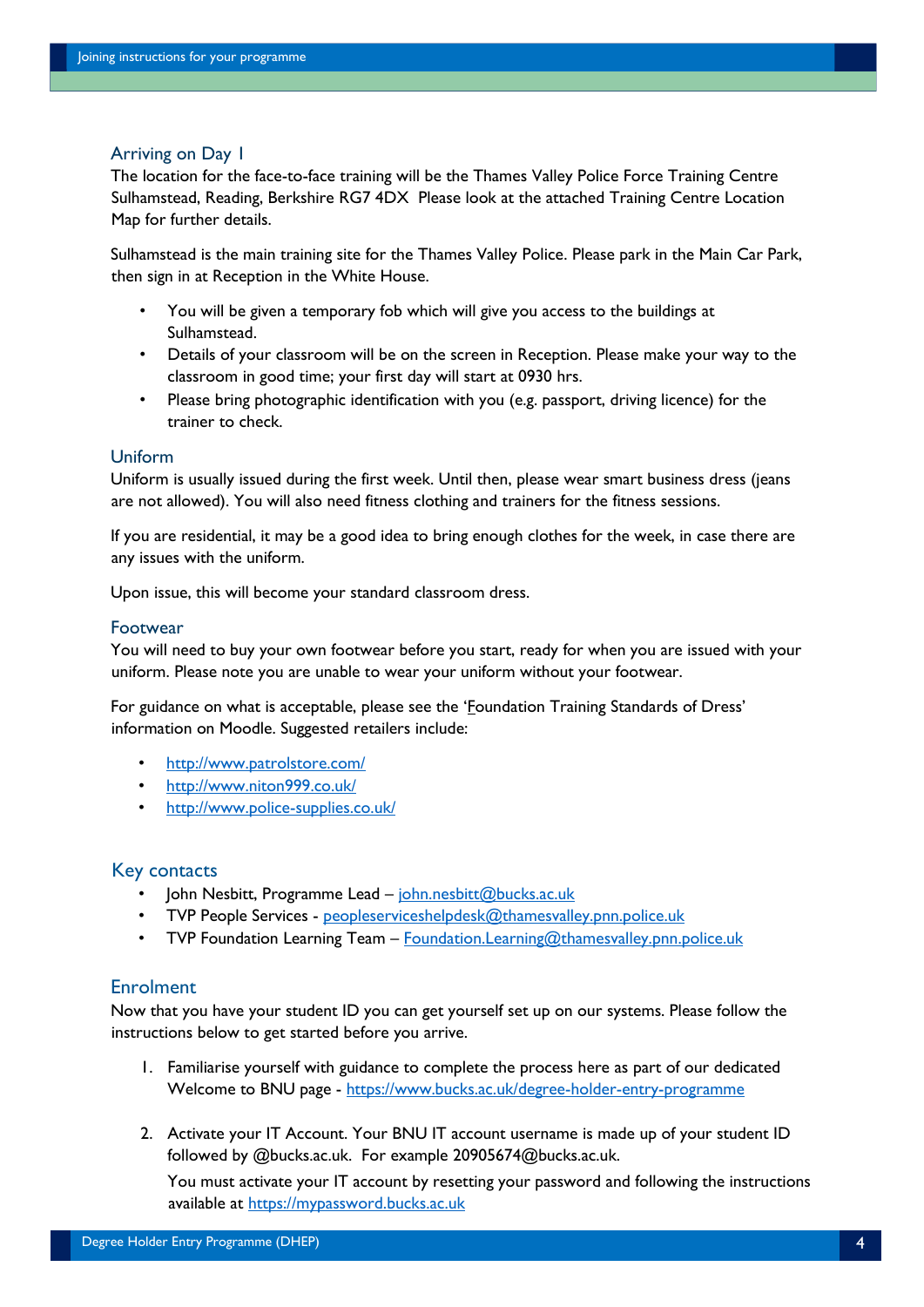## Arriving on Day 1

The location for the face-to-face training will be the Thames Valley Police Force Training Centre Sulhamstead, Reading, Berkshire RG7 4DX Please look at the attached Training Centre Location Map for further details.

Sulhamstead is the main training site for the Thames Valley Police. Please park in the Main Car Park, then sign in at Reception in the White House.

- You will be given a temporary fob which will give you access to the buildings at Sulhamstead.
- Details of your classroom will be on the screen in Reception. Please make your way to the classroom in good time; your first day will start at 0930 hrs.
- Please bring photographic identification with you (e.g. passport, driving licence) for the trainer to check.

## Uniform

Uniform is usually issued during the first week. Until then, please wear smart business dress (jeans are not allowed). You will also need fitness clothing and trainers for the fitness sessions.

If you are residential, it may be a good idea to bring enough clothes for the week, in case there are any issues with the uniform.

Upon issue, this will become your standard classroom dress.

## Footwear

You will need to buy your own footwear before you start, ready for when you are issued with your uniform. Please note you are unable to wear your uniform without your footwear.

For guidance on what is acceptable, please see the 'Foundation Training Standards of Dress' information on Moodle. Suggested retailers include:

- http://www.patrolstore.com/
- http://www.niton999.co.uk/
- http://www.police-supplies.co.uk/

## Key contacts

- John Nesbitt, Programme Lead – john.nesbitt@bucks.ac.uk
- TVP People Services - peopleserviceshelpdesk@thamesvalley.pnn.police.uk
- TVP Foundation Learning Team – Foundation.Learning@thamesvalley.pnn.police.uk

## Enrolment

Now that you have your student ID you can get yourself set up on our systems. Please follow the instructions below to get started before you arrive.

1. Familiarise yourself with guidance to complete the process here as part of our dedicated Welcome to BNU page - https://www.bucks.ac.uk/degree-holder-entry-programme

2. Activate your IT Account. Your BNU IT account username is made up of your student ID followed by @bucks.ac.uk. For example 20905674@bucks.ac.uk.

   You must activate your IT account by resetting your password and following the instructions available at https://mypassword.bucks.ac.uk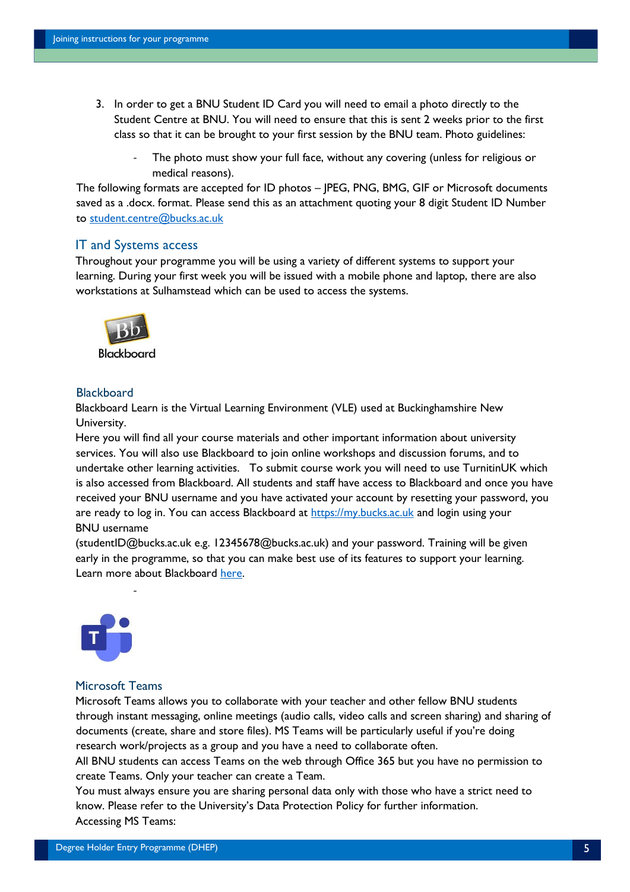3. In order to get a BNU Student ID Card you will need to email a photo directly to the Student Centre at BNU. You will need to ensure that this is sent 2 weeks prior to the first class so that it can be brought to your first session by the BNU team. Photo guidelines:

    - The photo must show your full face, without any covering (unless for religious or medical reasons).

The following formats are accepted for ID photos – JPEG, PNG, BMG, GIF or Microsoft documents saved as a .docx. format. Please send this as an attachment quoting your 8 digit Student ID Number to student.centre@bucks.ac.uk

## IT and Systems access

Throughout your programme you will be using a variety of different systems to support your learning. During your first week you will be issued with a mobile phone and laptop, there are also workstations at Sulhamstead which can be used to access the systems.

Blackboard

### Blackboard

Blackboard Learn is the Virtual Learning Environment (VLE) used at Buckinghamshire New University.

Here you will find all your course materials and other important information about university services. You will also use Blackboard to join online workshops and discussion forums, and to undertake other learning activities. To submit course work you will need to use TurnitinUK which is also accessed from Blackboard. All students and staff have access to Blackboard and once you have received your BNU username and you have activated your account by resetting your password, you are ready to log in. You can access Blackboard at https://my.bucks.ac.uk and login using your BNU username

(studentID@bucks.ac.uk e.g. 12345678@bucks.ac.uk) and your password. Training will be given early in the programme, so that you can make best use of its features to support your learning. Learn more about Blackboard here.

-

### Microsoft Teams

Microsoft Teams allows you to collaborate with your teacher and other fellow BNU students through instant messaging, online meetings (audio calls, video calls and screen sharing) and sharing of documents (create, share and store files). MS Teams will be particularly useful if you're doing research work/projects as a group and you have a need to collaborate often.

All BNU students can access Teams on the web through Office 365 but you have no permission to create Teams. Only your teacher can create a Team.

You must always ensure you are sharing personal data only with those who have a strict need to know. Please refer to the University's Data Protection Policy for further information.

Accessing MS Teams: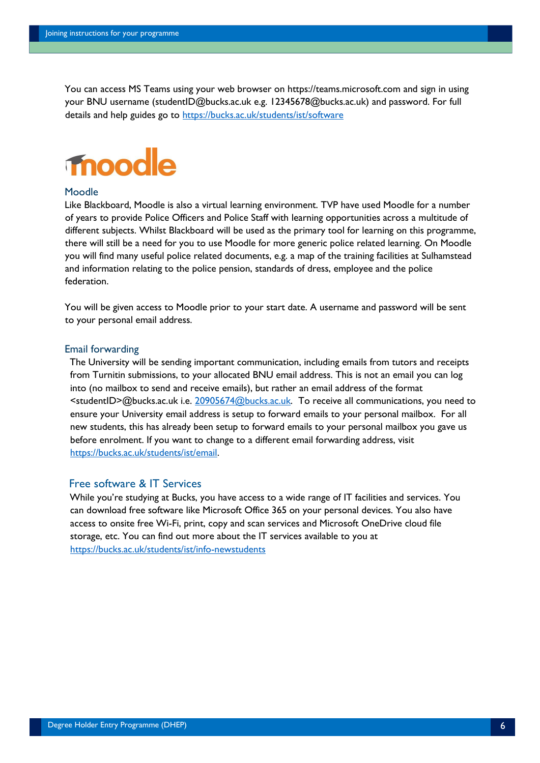You can access MS Teams using your web browser on https://teams.microsoft.com and sign in using your BNU username (studentID@bucks.ac.uk e.g. 12345678@bucks.ac.uk) and password. For full details and help guides go to https://bucks.ac.uk/students/ist/software

## Moodle

Like Blackboard, Moodle is also a virtual learning environment. TVP have used Moodle for a number of years to provide Police Officers and Police Staff with learning opportunities across a multitude of different subjects. Whilst Blackboard will be used as the primary tool for learning on this programme, there will still be a need for you to use Moodle for more generic police related learning. On Moodle you will find many useful police related documents, e.g. a map of the training facilities at Sulhamstead and information relating to the police pension, standards of dress, employee and the police federation.

You will be given access to Moodle prior to your start date. A username and password will be sent to your personal email address.

## Email forwarding

The University will be sending important communication, including emails from tutors and receipts from Turnitin submissions, to your allocated BNU email address. This is not an email you can log into (no mailbox to send and receive emails), but rather an email address of the format <studentID>@bucks.ac.uk i.e. 20905674@bucks.ac.uk. To receive all communications, you need to ensure your University email address is setup to forward emails to your personal mailbox. For all new students, this has already been setup to forward emails to your personal mailbox you gave us before enrolment. If you want to change to a different email forwarding address, visit https://bucks.ac.uk/students/ist/email.

## Free software & IT Services

While you're studying at Bucks, you have access to a wide range of IT facilities and services. You can download free software like Microsoft Office 365 on your personal devices. You also have access to onsite free Wi-Fi, print, copy and scan services and Microsoft OneDrive cloud file storage, etc. You can find out more about the IT services available to you at https://bucks.ac.uk/students/ist/info-newstudents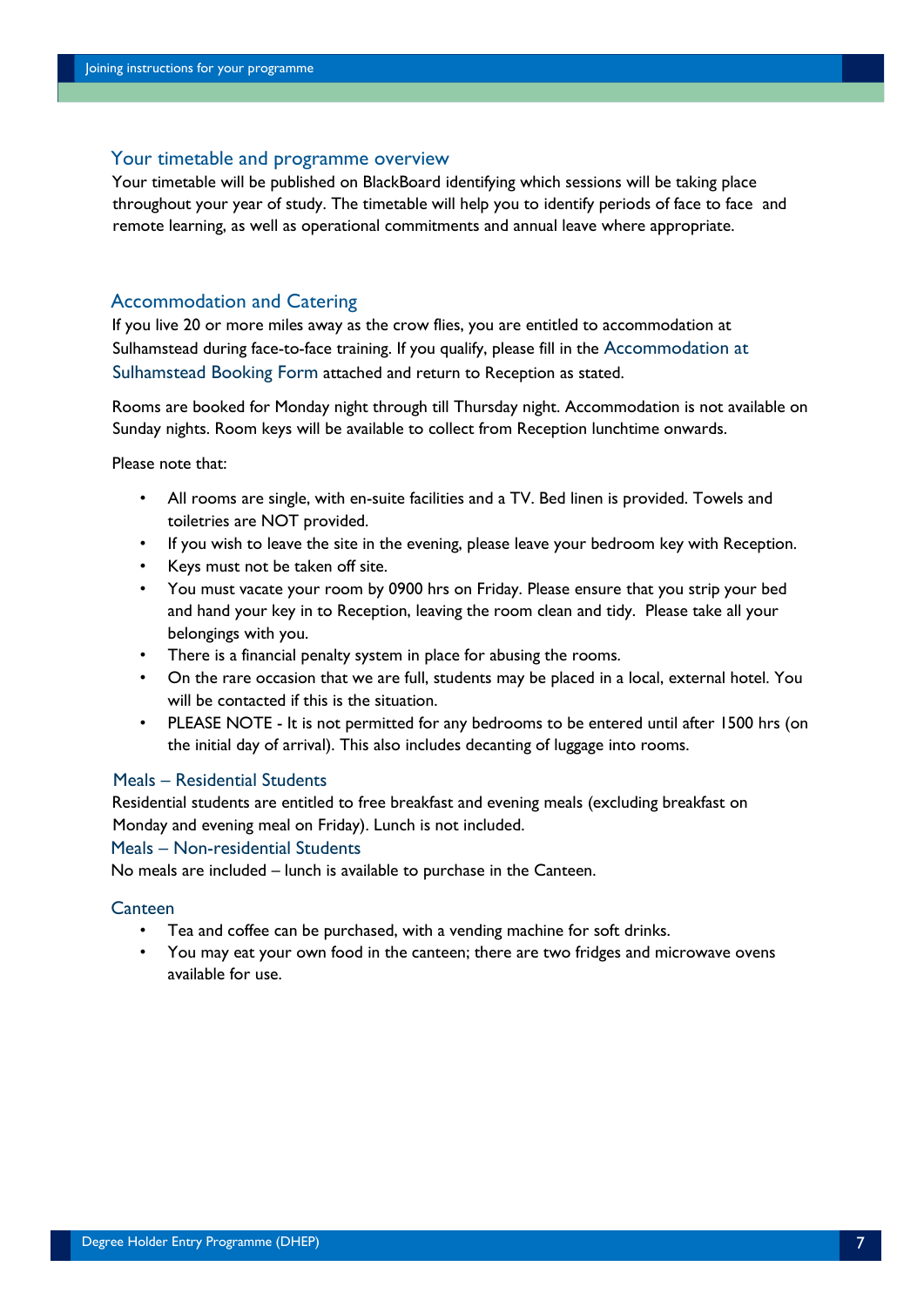## Your timetable and programme overview

Your timetable will be published on BlackBoard identifying which sessions will be taking place throughout your year of study. The timetable will help you to identify periods of face to face and remote learning, as well as operational commitments and annual leave where appropriate.

## Accommodation and Catering

If you live 20 or more miles away as the crow flies, you are entitled to accommodation at Sulhamstead during face-to-face training. If you qualify, please fill in the Accommodation at Sulhamstead Booking Form attached and return to Reception as stated.

Rooms are booked for Monday night through till Thursday night. Accommodation is not available on Sunday nights. Room keys will be available to collect from Reception lunchtime onwards.

Please note that:

- All rooms are single, with en-suite facilities and a TV. Bed linen is provided. Towels and toiletries are NOT provided.
- If you wish to leave the site in the evening, please leave your bedroom key with Reception.
- Keys must not be taken off site.
- You must vacate your room by 0900 hrs on Friday. Please ensure that you strip your bed and hand your key in to Reception, leaving the room clean and tidy. Please take all your belongings with you.
- There is a financial penalty system in place for abusing the rooms.
- On the rare occasion that we are full, students may be placed in a local, external hotel. You will be contacted if this is the situation.
- PLEASE NOTE - It is not permitted for any bedrooms to be entered until after 1500 hrs (on the initial day of arrival). This also includes decanting of luggage into rooms.

### Meals – Residential Students

Residential students are entitled to free breakfast and evening meals (excluding breakfast on Monday and evening meal on Friday). Lunch is not included.

### Meals – Non-residential Students

No meals are included – lunch is available to purchase in the Canteen.

### Canteen

- Tea and coffee can be purchased, with a vending machine for soft drinks.
- You may eat your own food in the canteen; there are two fridges and microwave ovens available for use.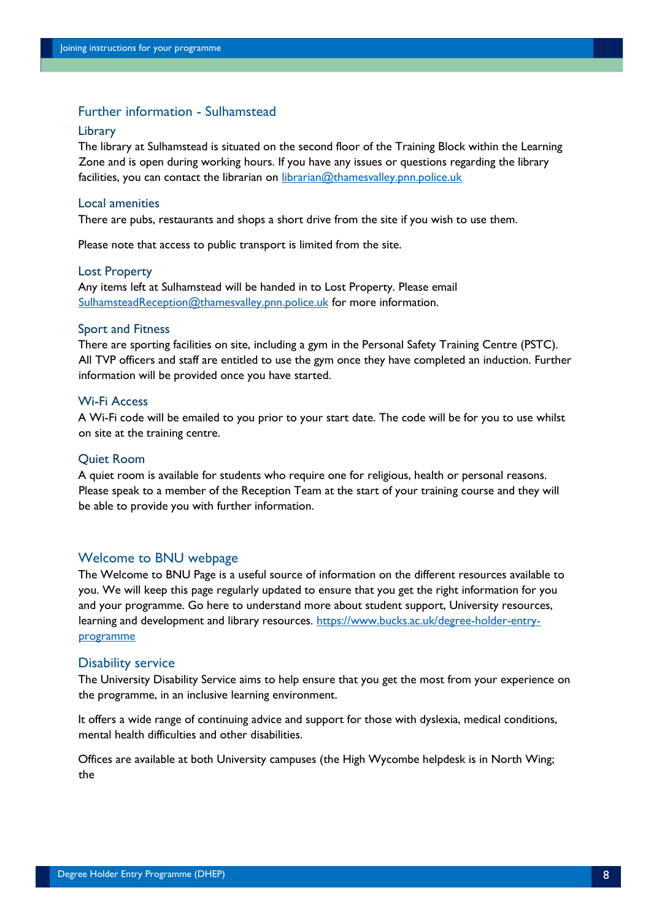## Further information - Sulhamstead

### Library

The library at Sulhamstead is situated on the second floor of the Training Block within the Learning Zone and is open during working hours. If you have any issues or questions regarding the library facilities, you can contact the librarian on librarian@thamesvalley.pnn.police.uk

### Local amenities

There are pubs, restaurants and shops a short drive from the site if you wish to use them.

Please note that access to public transport is limited from the site.

### Lost Property

Any items left at Sulhamstead will be handed in to Lost Property. Please email SulhamsteadReception@thamesvalley.pnn.police.uk for more information.

### Sport and Fitness

There are sporting facilities on site, including a gym in the Personal Safety Training Centre (PSTC). All TVP officers and staff are entitled to use the gym once they have completed an induction. Further information will be provided once you have started.

### Wi-Fi Access

A Wi-Fi code will be emailed to you prior to your start date. The code will be for you to use whilst on site at the training centre.

### Quiet Room

A quiet room is available for students who require one for religious, health or personal reasons. Please speak to a member of the Reception Team at the start of your training course and they will be able to provide you with further information.

## Welcome to BNU webpage

The Welcome to BNU Page is a useful source of information on the different resources available to you. We will keep this page regularly updated to ensure that you get the right information for you and your programme. Go here to understand more about student support, University resources, learning and development and library resources. https://www.bucks.ac.uk/degree-holder-entry-programme

## Disability service

The University Disability Service aims to help ensure that you get the most from your experience on the programme, in an inclusive learning environment.

It offers a wide range of continuing advice and support for those with dyslexia, medical conditions, mental health difficulties and other disabilities.

Offices are available at both University campuses (the High Wycombe helpdesk is in North Wing; the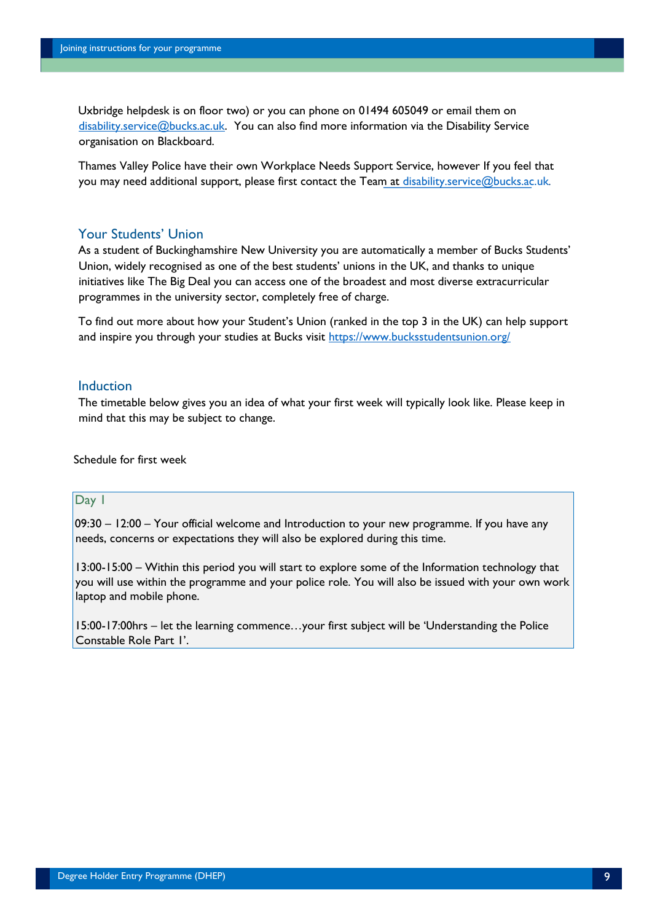Uxbridge helpdesk is on floor two) or you can phone on 01494 605049 or email them on disability.service@bucks.ac.uk. You can also find more information via the Disability Service organisation on Blackboard.

Thames Valley Police have their own Workplace Needs Support Service, however If you feel that you may need additional support, please first contact the Team at disability.service@bucks.ac.uk.

## Your Students' Union

As a student of Buckinghamshire New University you are automatically a member of Bucks Students' Union, widely recognised as one of the best students' unions in the UK, and thanks to unique initiatives like The Big Deal you can access one of the broadest and most diverse extracurricular programmes in the university sector, completely free of charge.

To find out more about how your Student's Union (ranked in the top 3 in the UK) can help support and inspire you through your studies at Bucks visit https://www.bucksstudentsunion.org/

## Induction

The timetable below gives you an idea of what your first week will typically look like. Please keep in mind that this may be subject to change.

Schedule for first week

### Day 1

09:30 – 12:00 – Your official welcome and Introduction to your new programme. If you have any needs, concerns or expectations they will also be explored during this time.

13:00-15:00 – Within this period you will start to explore some of the Information technology that you will use within the programme and your police role. You will also be issued with your own work laptop and mobile phone.

15:00-17:00hrs – let the learning commence…your first subject will be 'Understanding the Police Constable Role Part 1'.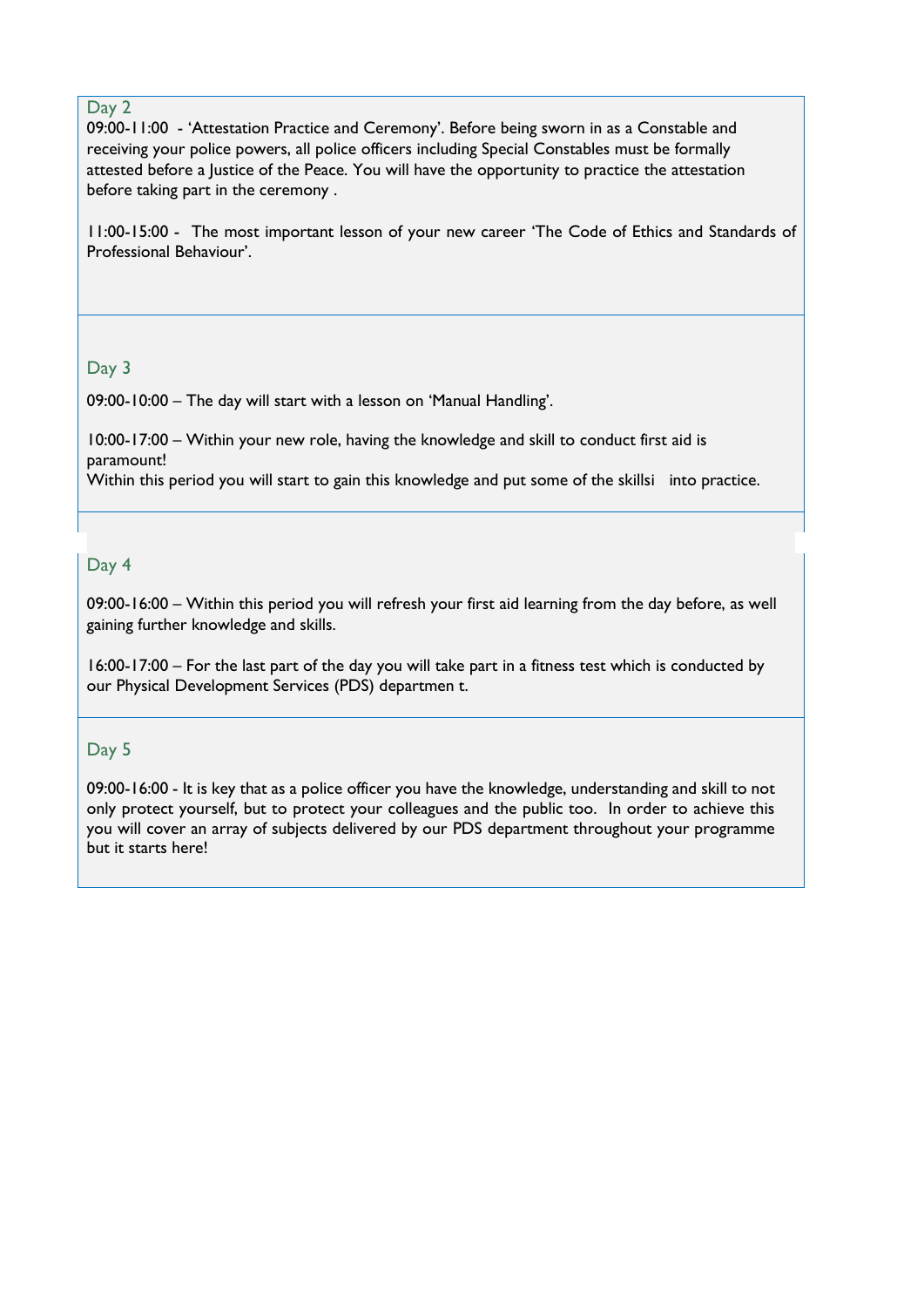## Day 2

09:00-11:00 - 'Attestation Practice and Ceremony'. Before being sworn in as a Constable and receiving your police powers, all police officers including Special Constables must be formally attested before a Justice of the Peace. You will have the opportunity to practice the attestation before taking part in the ceremony .

11:00-15:00 - The most important lesson of your new career 'The Code of Ethics and Standards of Professional Behaviour'.

## Day 3

09:00-10:00 – The day will start with a lesson on 'Manual Handling'.

10:00-17:00 – Within your new role, having the knowledge and skill to conduct first aid is paramount!
Within this period you will start to gain this knowledge and put some of the skillsi into practice.

## Day 4

09:00-16:00 – Within this period you will refresh your first aid learning from the day before, as well gaining further knowledge and skills.

16:00-17:00 – For the last part of the day you will take part in a fitness test which is conducted by our Physical Development Services (PDS) departmen t.

## Day 5

09:00-16:00 - It is key that as a police officer you have the knowledge, understanding and skill to not only protect yourself, but to protect your colleagues and the public too. In order to achieve this you will cover an array of subjects delivered by our PDS department throughout your programme but it starts here!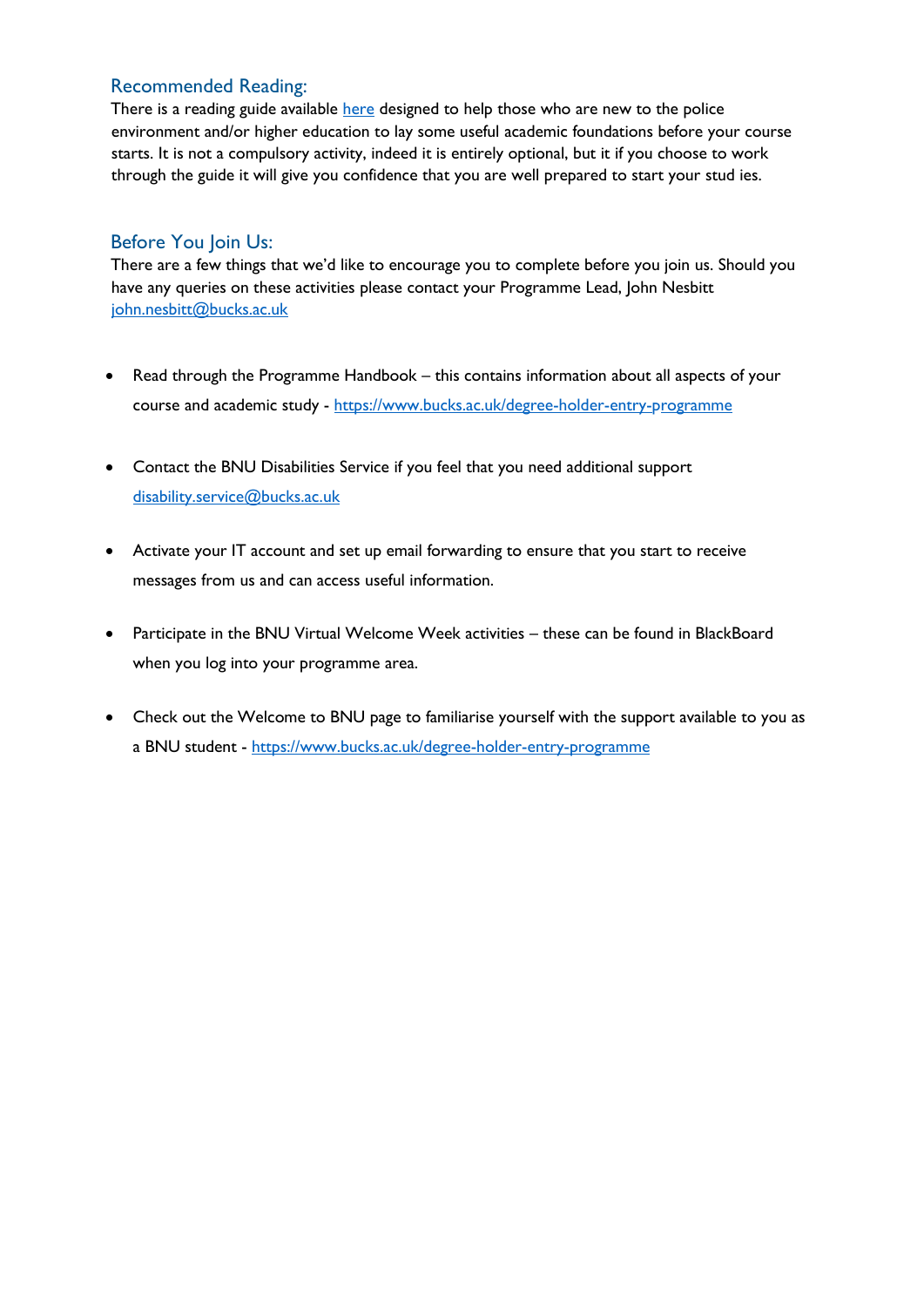## Recommended Reading:

There is a reading guide available here designed to help those who are new to the police environment and/or higher education to lay some useful academic foundations before your course starts. It is not a compulsory activity, indeed it is entirely optional, but it if you choose to work through the guide it will give you confidence that you are well prepared to start your stud ies.

## Before You Join Us:

There are a few things that we'd like to encourage you to complete before you join us. Should you have any queries on these activities please contact your Programme Lead, John Nesbitt john.nesbitt@bucks.ac.uk

- Read through the Programme Handbook – this contains information about all aspects of your course and academic study - https://www.bucks.ac.uk/degree-holder-entry-programme
- Contact the BNU Disabilities Service if you feel that you need additional support disability.service@bucks.ac.uk
- Activate your IT account and set up email forwarding to ensure that you start to receive messages from us and can access useful information.
- Participate in the BNU Virtual Welcome Week activities – these can be found in BlackBoard when you log into your programme area.
- Check out the Welcome to BNU page to familiarise yourself with the support available to you as a BNU student - https://www.bucks.ac.uk/degree-holder-entry-programme